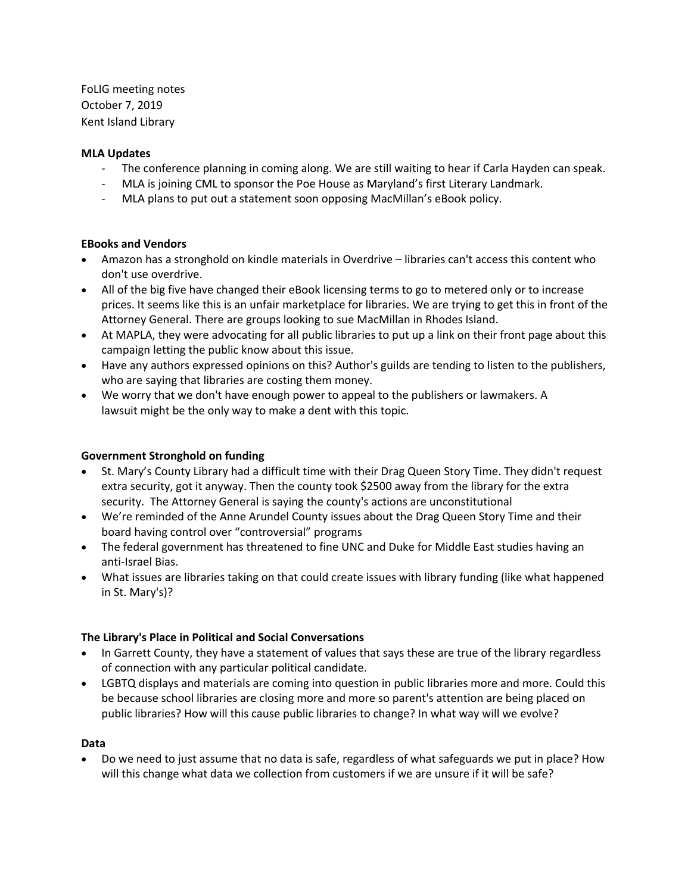FoLIG meeting notes
October 7, 2019
Kent Island Library

**MLA Updates**

- The conference planning in coming along. We are still waiting to hear if Carla Hayden can speak.
- MLA is joining CML to sponsor the Poe House as Maryland's first Literary Landmark.
- MLA plans to put out a statement soon opposing MacMillan's eBook policy.

**EBooks and Vendors**

- Amazon has a stronghold on kindle materials in Overdrive – libraries can't access this content who don't use overdrive.
- All of the big five have changed their eBook licensing terms to go to metered only or to increase prices. It seems like this is an unfair marketplace for libraries. We are trying to get this in front of the Attorney General. There are groups looking to sue MacMillan in Rhodes Island.
- At MAPLA, they were advocating for all public libraries to put up a link on their front page about this campaign letting the public know about this issue.
- Have any authors expressed opinions on this? Author's guilds are tending to listen to the publishers, who are saying that libraries are costing them money.
- We worry that we don't have enough power to appeal to the publishers or lawmakers. A lawsuit might be the only way to make a dent with this topic.

**Government Stronghold on funding**

- St. Mary's County Library had a difficult time with their Drag Queen Story Time. They didn't request extra security, got it anyway. Then the county took $2500 away from the library for the extra security. The Attorney General is saying the county's actions are unconstitutional
- We're reminded of the Anne Arundel County issues about the Drag Queen Story Time and their board having control over "controversial" programs
- The federal government has threatened to fine UNC and Duke for Middle East studies having an anti-Israel Bias.
- What issues are libraries taking on that could create issues with library funding (like what happened in St. Mary's)?

**The Library's Place in Political and Social Conversations**

- In Garrett County, they have a statement of values that says these are true of the library regardless of connection with any particular political candidate.
- LGBTQ displays and materials are coming into question in public libraries more and more. Could this be because school libraries are closing more and more so parent's attention are being placed on public libraries? How will this cause public libraries to change? In what way will we evolve?

**Data**

- Do we need to just assume that no data is safe, regardless of what safeguards we put in place? How will this change what data we collection from customers if we are unsure if it will be safe?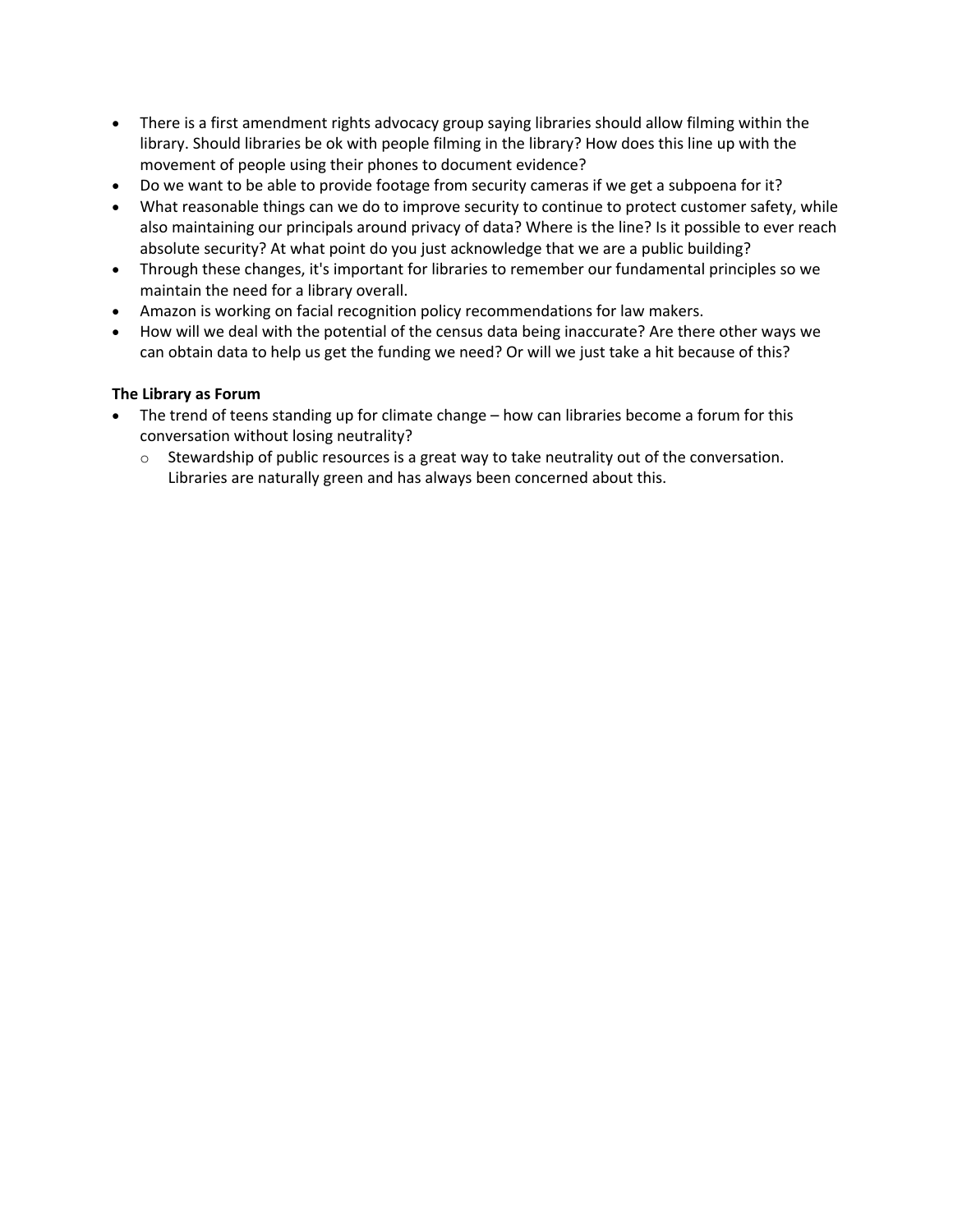- There is a first amendment rights advocacy group saying libraries should allow filming within the library. Should libraries be ok with people filming in the library? How does this line up with the movement of people using their phones to document evidence?
- Do we want to be able to provide footage from security cameras if we get a subpoena for it?
- What reasonable things can we do to improve security to continue to protect customer safety, while also maintaining our principals around privacy of data? Where is the line? Is it possible to ever reach absolute security? At what point do you just acknowledge that we are a public building?
- Through these changes, it's important for libraries to remember our fundamental principles so we maintain the need for a library overall.
- Amazon is working on facial recognition policy recommendations for law makers.
- How will we deal with the potential of the census data being inaccurate? Are there other ways we can obtain data to help us get the funding we need? Or will we just take a hit because of this?

**The Library as Forum**

- The trend of teens standing up for climate change – how can libraries become a forum for this conversation without losing neutrality?
  - Stewardship of public resources is a great way to take neutrality out of the conversation. Libraries are naturally green and has always been concerned about this.